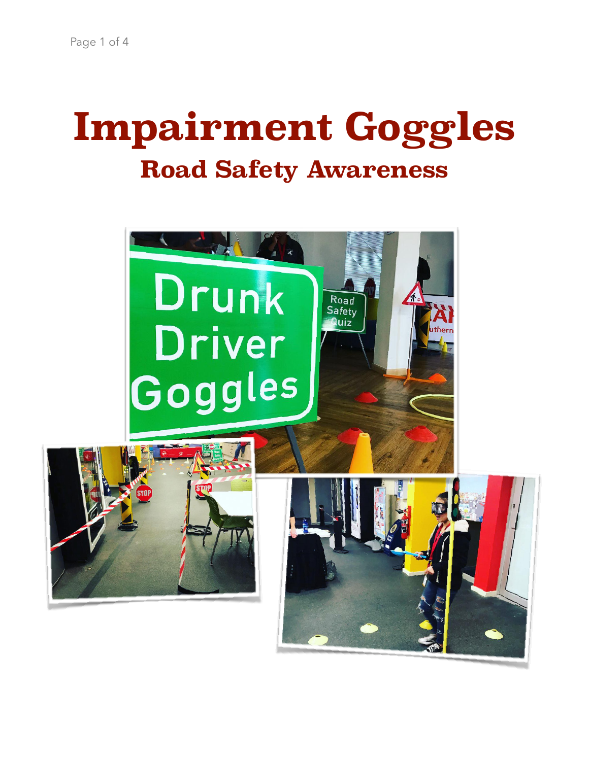# Impairment Goggles

## Road Safety Awareness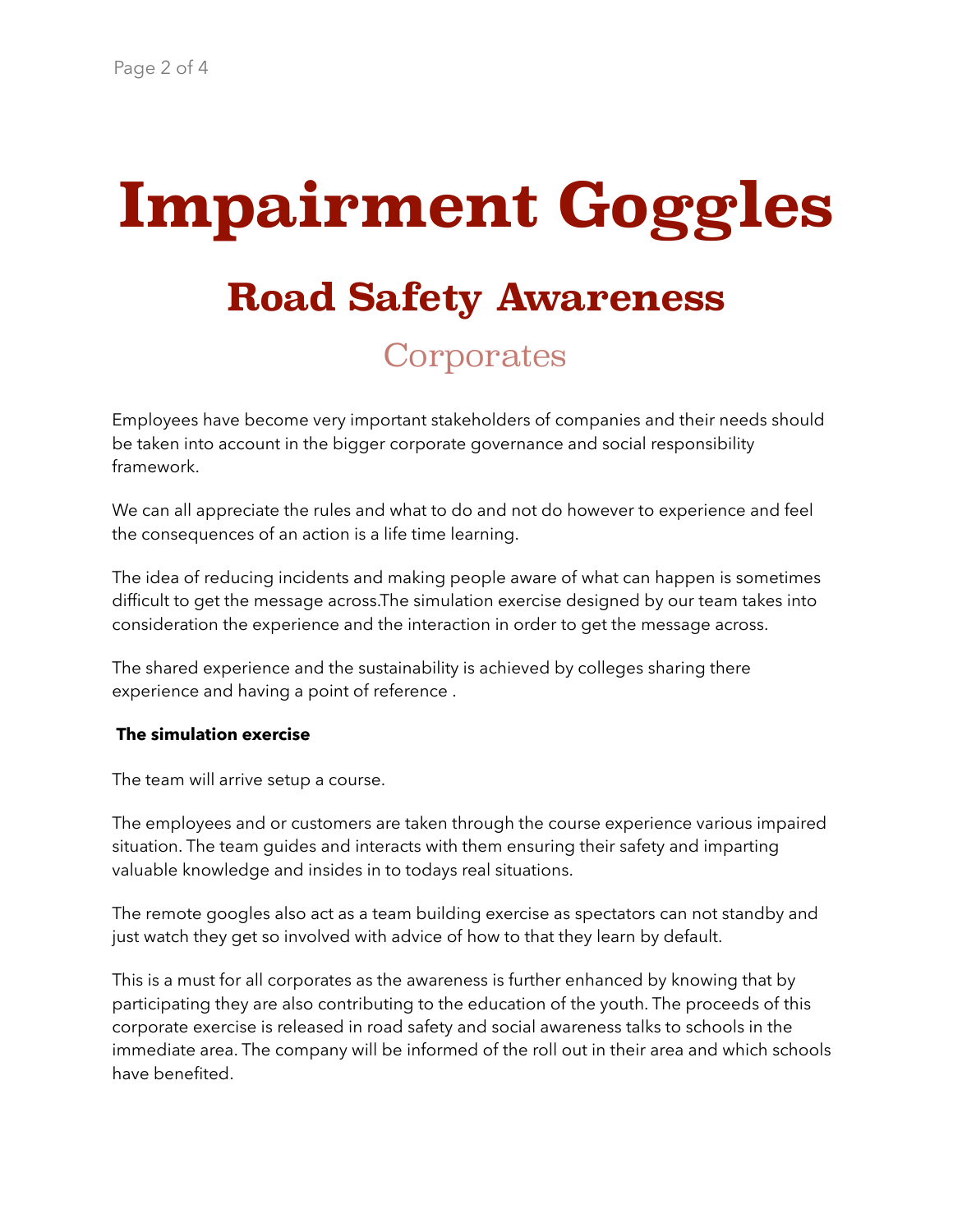# Impairment Goggles

## Road Safety Awareness

### Corporates

Employees have become very important stakeholders of companies and their needs should be taken into account in the bigger corporate governance and social responsibility framework.

We can all appreciate the rules and what to do and not do however to experience and feel the consequences of an action is a life time learning.

The idea of reducing incidents and making people aware of what can happen is sometimes difficult to get the message across.The simulation exercise designed by our team takes into consideration the experience and the interaction in order to get the message across.

The shared experience and the sustainability is achieved by colleges sharing there experience and having a point of reference .

**The simulation exercise**

The team will arrive setup a course.

The employees and or customers are taken through the course experience various impaired situation. The team guides and interacts with them ensuring their safety and imparting valuable knowledge and insides in to todays real situations.

The remote googles also act as a team building exercise as spectators can not standby and just watch they get so involved with advice of how to that they learn by default.

This is a must for all corporates as the awareness is further enhanced by knowing that by participating they are also contributing to the education of the youth. The proceeds of this corporate exercise is released in road safety and social awareness talks to schools in the immediate area. The company will be informed of the roll out in their area and which schools have benefited.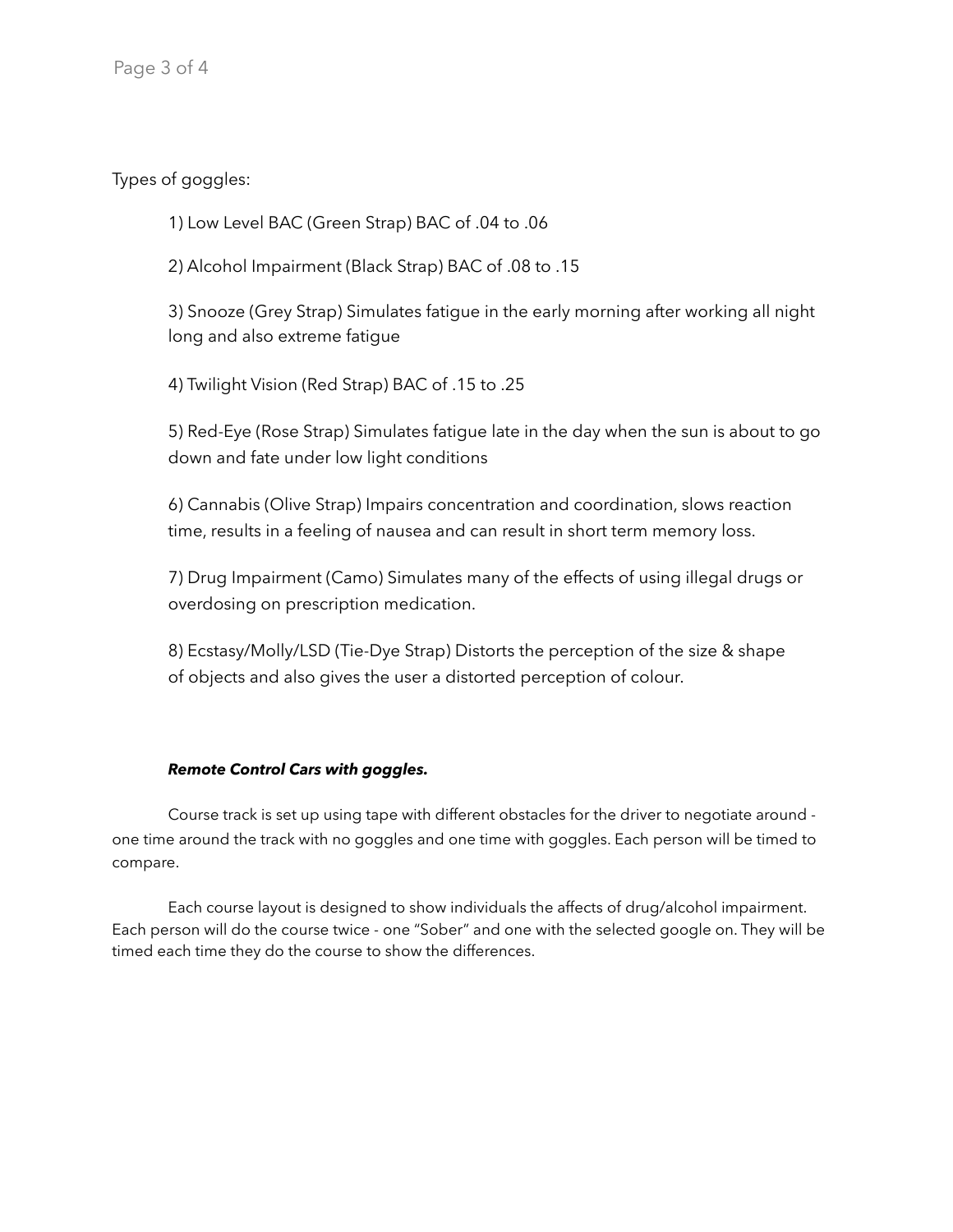Types of goggles:

1) Low Level BAC (Green Strap) BAC of .04 to .06

2) Alcohol Impairment (Black Strap) BAC of .08 to .15

3) Snooze (Grey Strap) Simulates fatigue in the early morning after working all night long and also extreme fatigue

4) Twilight Vision (Red Strap) BAC of .15 to .25

5) Red-Eye (Rose Strap) Simulates fatigue late in the day when the sun is about to go down and fate under low light conditions

6) Cannabis (Olive Strap) Impairs concentration and coordination, slows reaction time, results in a feeling of nausea and can result in short term memory loss.

7) Drug Impairment (Camo) Simulates many of the effects of using illegal drugs or overdosing on prescription medication.

8) Ecstasy/Molly/LSD (Tie-Dye Strap) Distorts the perception of the size & shape of objects and also gives the user a distorted perception of colour.

***Remote Control Cars with goggles.***

Course track is set up using tape with different obstacles for the driver to negotiate around - one time around the track with no goggles and one time with goggles. Each person will be timed to compare.

Each course layout is designed to show individuals the affects of drug/alcohol impairment. Each person will do the course twice - one "Sober" and one with the selected google on. They will be timed each time they do the course to show the differences.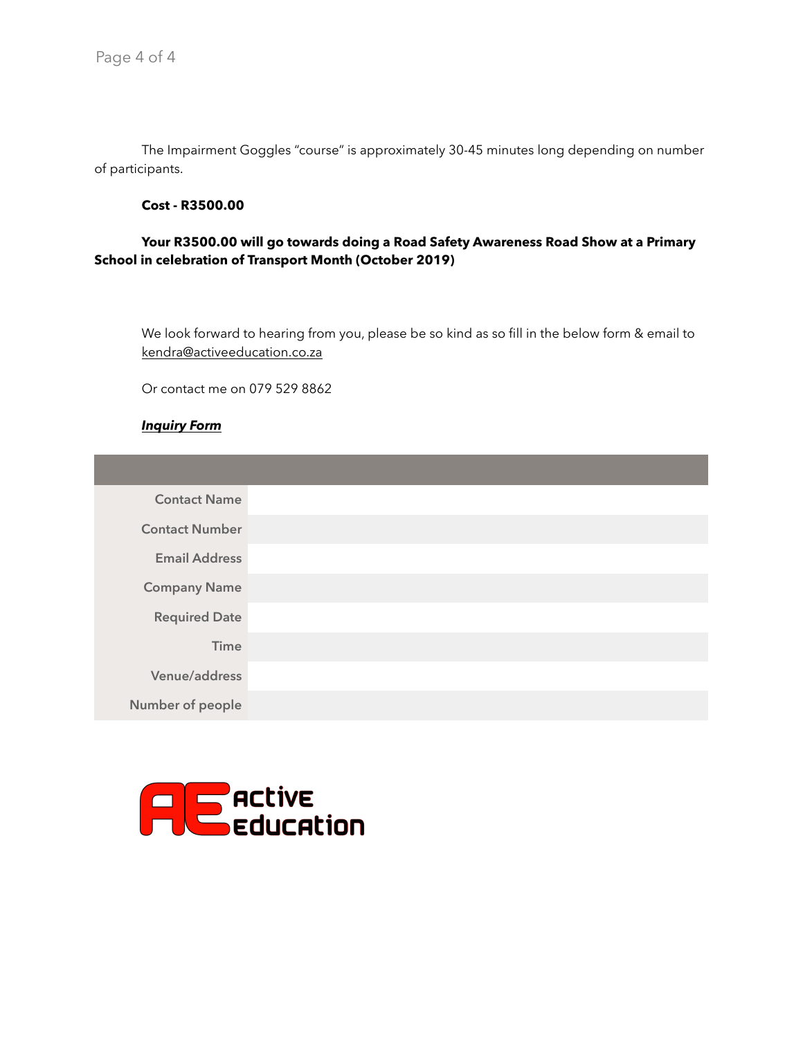The Impairment Goggles "course" is approximately 30-45 minutes long depending on number of participants.

**Cost - R3500.00**

**Your R3500.00 will go towards doing a Road Safety Awareness Road Show at a Primary School in celebration of Transport Month (October 2019)**

We look forward to hearing from you, please be so kind as so fill in the below form & email to kendra@activeeducation.co.za

Or contact me on 079 529 8862

***Inquiry Form***

| | |
|---|---|
| Contact Name | |
| Contact Number | |
| Email Address | |
| Company Name | |
| Required Date | |
| Time | |
| Venue/address | |
| Number of people | |

AE Active Education